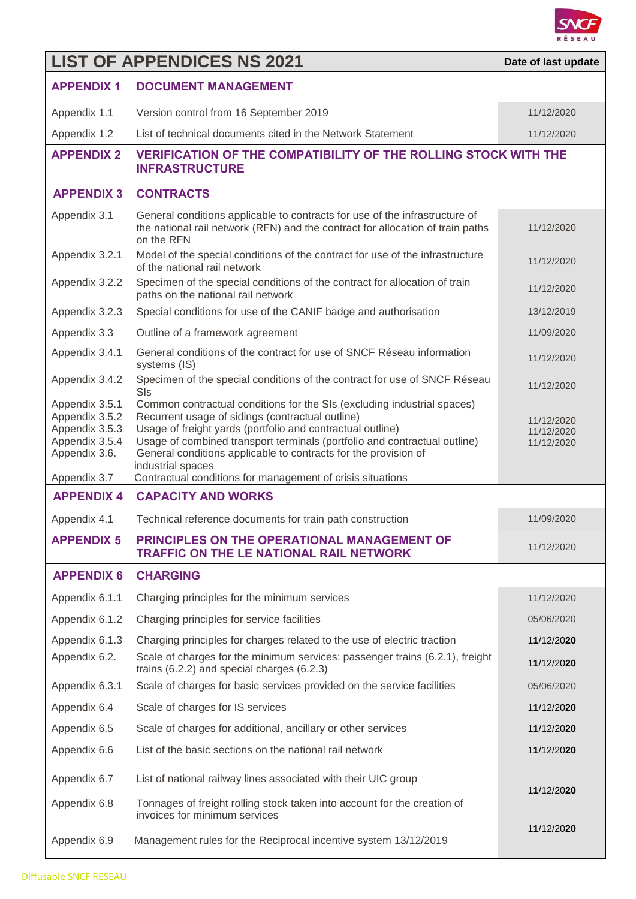| LIST OF APPENDICES NS 2021 | | Date of last update |
|---|---|---|
| **APPENDIX 1** | **DOCUMENT MANAGEMENT** | |
| Appendix 1.1 | Version control from 16 September 2019 | 11/12/2020 |
| Appendix 1.2 | List of technical documents cited in the Network Statement | 11/12/2020 |
| **APPENDIX 2** | **VERIFICATION OF THE COMPATIBILITY OF THE ROLLING STOCK WITH THE INFRASTRUCTURE** | |
| **APPENDIX 3** | **CONTRACTS** | |
| Appendix 3.1 | General conditions applicable to contracts for use of the infrastructure of the national rail network (RFN) and the contract for allocation of train paths on the RFN | 11/12/2020 |
| Appendix 3.2.1 | Model of the special conditions of the contract for use of the infrastructure of the national rail network | 11/12/2020 |
| Appendix 3.2.2 | Specimen of the special conditions of the contract for allocation of train paths on the national rail network | 11/12/2020 |
| Appendix 3.2.3 | Special conditions for use of the CANIF badge and authorisation | 13/12/2019 |
| Appendix 3.3 | Outline of a framework agreement | 11/09/2020 |
| Appendix 3.4.1 | General conditions of the contract for use of SNCF Réseau information systems (IS) | 11/12/2020 |
| Appendix 3.4.2 | Specimen of the special conditions of the contract for use of SNCF Réseau SIs | 11/12/2020 |
| Appendix 3.5.1 | Common contractual conditions for the SIs (excluding industrial spaces) | |
| Appendix 3.5.2 | Recurrent usage of sidings (contractual outline) | 11/12/2020 |
| Appendix 3.5.3 | Usage of freight yards (portfolio and contractual outline) | 11/12/2020 |
| Appendix 3.5.4 | Usage of combined transport terminals (portfolio and contractual outline) | 11/12/2020 |
| Appendix 3.6. | General conditions applicable to contracts for the provision of industrial spaces | |
| Appendix 3.7 | Contractual conditions for management of crisis situations | |
| **APPENDIX 4** | **CAPACITY AND WORKS** | |
| Appendix 4.1 | Technical reference documents for train path construction | 11/09/2020 |
| **APPENDIX 5** | **PRINCIPLES ON THE OPERATIONAL MANAGEMENT OF TRAFFIC ON THE LE NATIONAL RAIL NETWORK** | 11/12/2020 |
| **APPENDIX 6** | **CHARGING** | |
| Appendix 6.1.1 | Charging principles for the minimum services | 11/12/2020 |
| Appendix 6.1.2 | Charging principles for service facilities | 05/06/2020 |
| Appendix 6.1.3 | Charging principles for charges related to the use of electric traction | 11/12/2020 |
| Appendix 6.2. | Scale of charges for the minimum services: passenger trains (6.2.1), freight trains (6.2.2) and special charges (6.2.3) | 11/12/2020 |
| Appendix 6.3.1 | Scale of charges for basic services provided on the service facilities | 05/06/2020 |
| Appendix 6.4 | Scale of charges for IS services | 11/12/2020 |
| Appendix 6.5 | Scale of charges for additional, ancillary or other services | 11/12/2020 |
| Appendix 6.6 | List of the basic sections on the national rail network | 11/12/2020 |
| Appendix 6.7 | List of national railway lines associated with their UIC group | 11/12/2020 |
| Appendix 6.8 | Tonnages of freight rolling stock taken into account for the creation of invoices for minimum services | 11/12/2020 |
| Appendix 6.9 | Management rules for the Reciprocal incentive system 13/12/2019 | |

Diffusable SNCF RESEAU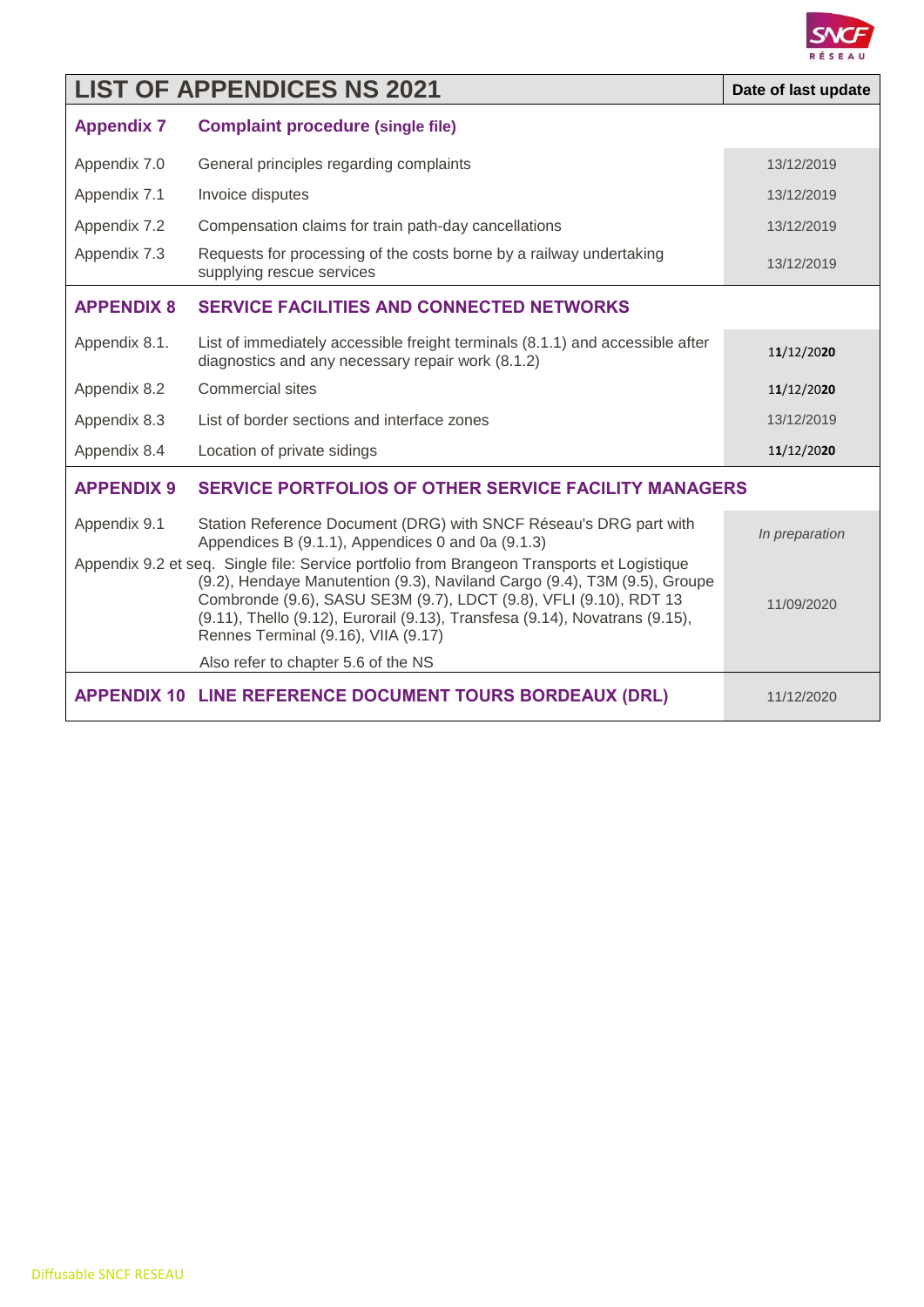| LIST OF APPENDICES NS 2021 | | Date of last update |
|---|---|---|
| **Appendix 7** | **Complaint procedure (single file)** | |
| Appendix 7.0 | General principles regarding complaints | 13/12/2019 |
| Appendix 7.1 | Invoice disputes | 13/12/2019 |
| Appendix 7.2 | Compensation claims for train path-day cancellations | 13/12/2019 |
| Appendix 7.3 | Requests for processing of the costs borne by a railway undertaking supplying rescue services | 13/12/2019 |
| **APPENDIX 8** | **SERVICE FACILITIES AND CONNECTED NETWORKS** | |
| Appendix 8.1. | List of immediately accessible freight terminals (8.1.1) and accessible after diagnostics and any necessary repair work (8.1.2) | 11/12/2020 |
| Appendix 8.2 | Commercial sites | 11/12/2020 |
| Appendix 8.3 | List of border sections and interface zones | 13/12/2019 |
| Appendix 8.4 | Location of private sidings | 11/12/2020 |
| **APPENDIX 9** | **SERVICE PORTFOLIOS OF OTHER SERVICE FACILITY MANAGERS** | |
| Appendix 9.1 | Station Reference Document (DRG) with SNCF Réseau's DRG part with Appendices B (9.1.1), Appendices 0 and 0a (9.1.3) | *In preparation* |
| Appendix 9.2 et seq. | Single file: Service portfolio from Brangeon Transports et Logistique (9.2), Hendaye Manutention (9.3), Naviland Cargo (9.4), T3M (9.5), Groupe Combronde (9.6), SASU SE3M (9.7), LDCT (9.8), VFLI (9.10), RDT 13 (9.11), Thello (9.12), Eurorail (9.13), Transfesa (9.14), Novatrans (9.15), Rennes Terminal (9.16), VIIA (9.17) | 11/09/2020 |
| | Also refer to chapter 5.6 of the NS | |
| **APPENDIX 10** | **LINE REFERENCE DOCUMENT TOURS BORDEAUX (DRL)** | 11/12/2020 |